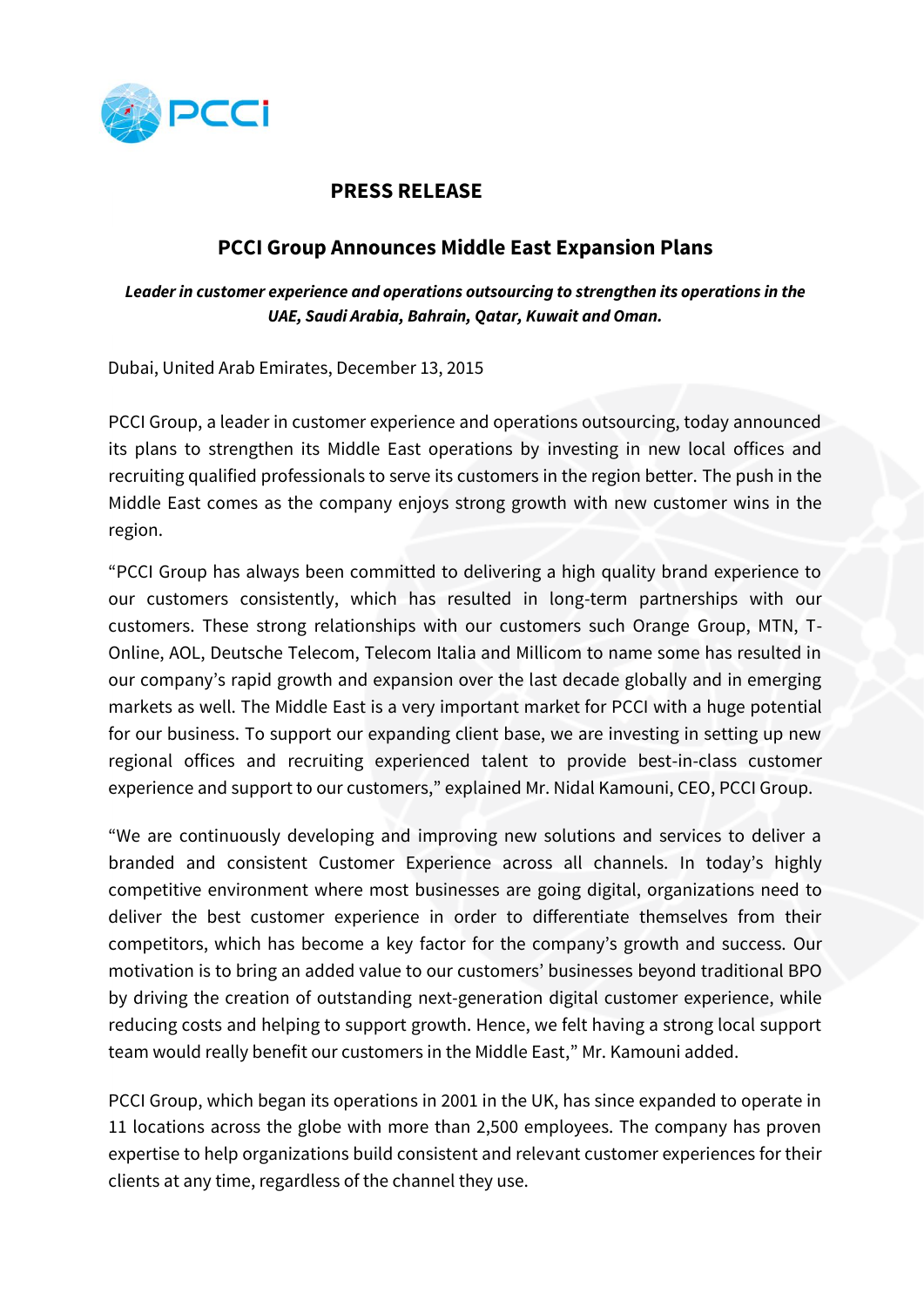**PRESS RELEASE**

# PCCI Group Announces Middle East Expansion Plans

***Leader in customer experience and operations outsourcing to strengthen its operations in the UAE, Saudi Arabia, Bahrain, Qatar, Kuwait and Oman.***

Dubai, United Arab Emirates, December 13, 2015

PCCI Group, a leader in customer experience and operations outsourcing, today announced its plans to strengthen its Middle East operations by investing in new local offices and recruiting qualified professionals to serve its customers in the region better. The push in the Middle East comes as the company enjoys strong growth with new customer wins in the region.

"PCCI Group has always been committed to delivering a high quality brand experience to our customers consistently, which has resulted in long-term partnerships with our customers. These strong relationships with our customers such Orange Group, MTN, T-Online, AOL, Deutsche Telecom, Telecom Italia and Millicom to name some has resulted in our company's rapid growth and expansion over the last decade globally and in emerging markets as well. The Middle East is a very important market for PCCI with a huge potential for our business. To support our expanding client base, we are investing in setting up new regional offices and recruiting experienced talent to provide best-in-class customer experience and support to our customers," explained Mr. Nidal Kamouni, CEO, PCCI Group.

"We are continuously developing and improving new solutions and services to deliver a branded and consistent Customer Experience across all channels. In today's highly competitive environment where most businesses are going digital, organizations need to deliver the best customer experience in order to differentiate themselves from their competitors, which has become a key factor for the company's growth and success. Our motivation is to bring an added value to our customers' businesses beyond traditional BPO by driving the creation of outstanding next-generation digital customer experience, while reducing costs and helping to support growth. Hence, we felt having a strong local support team would really benefit our customers in the Middle East," Mr. Kamouni added.

PCCI Group, which began its operations in 2001 in the UK, has since expanded to operate in 11 locations across the globe with more than 2,500 employees. The company has proven expertise to help organizations build consistent and relevant customer experiences for their clients at any time, regardless of the channel they use.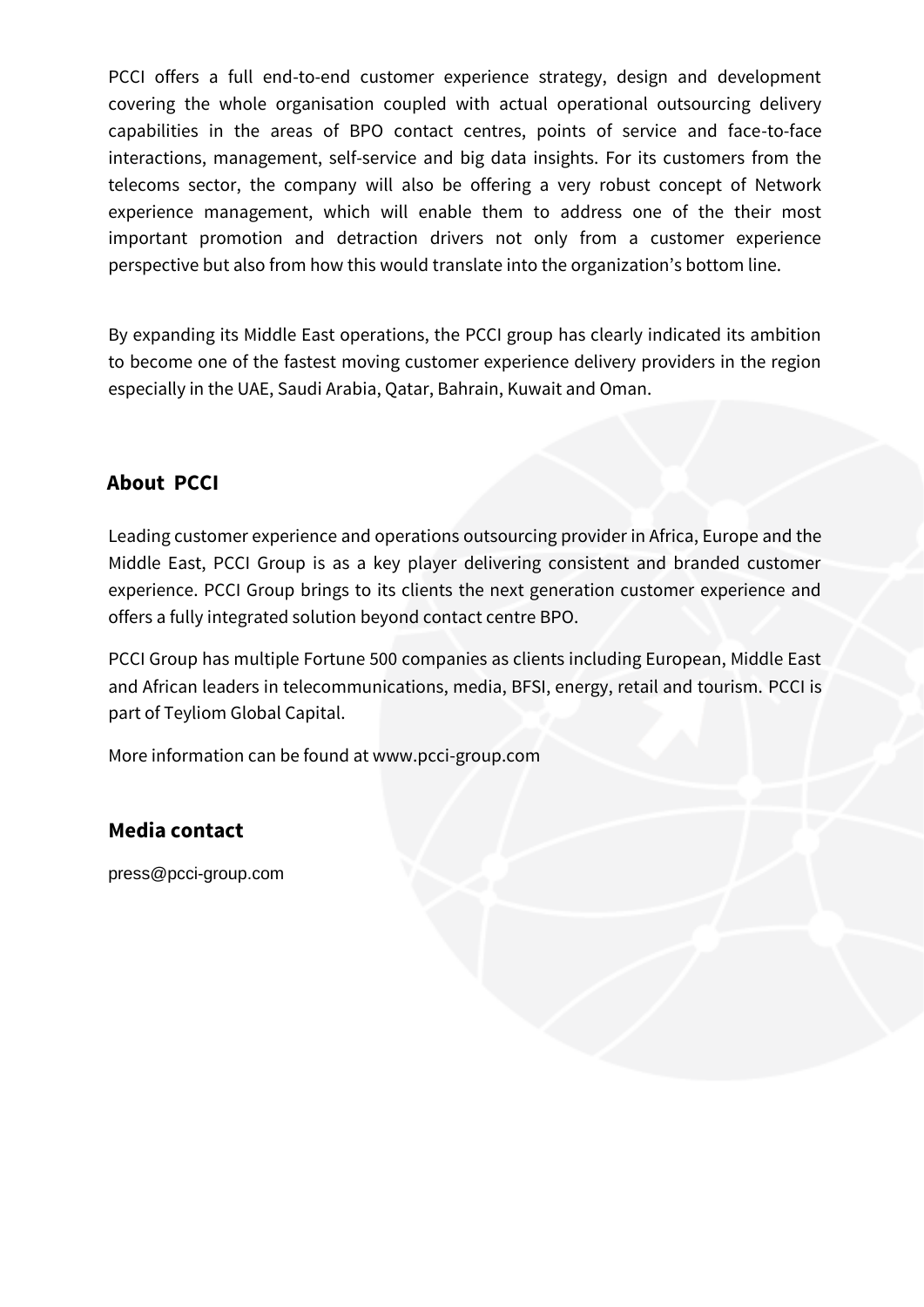PCCI offers a full end-to-end customer experience strategy, design and development covering the whole organisation coupled with actual operational outsourcing delivery capabilities in the areas of BPO contact centres, points of service and face-to-face interactions, management, self-service and big data insights. For its customers from the telecoms sector, the company will also be offering a very robust concept of Network experience management, which will enable them to address one of the their most important promotion and detraction drivers not only from a customer experience perspective but also from how this would translate into the organization's bottom line.

By expanding its Middle East operations, the PCCI group has clearly indicated its ambition to become one of the fastest moving customer experience delivery providers in the region especially in the UAE, Saudi Arabia, Qatar, Bahrain, Kuwait and Oman.

## About PCCI

Leading customer experience and operations outsourcing provider in Africa, Europe and the Middle East, PCCI Group is as a key player delivering consistent and branded customer experience. PCCI Group brings to its clients the next generation customer experience and offers a fully integrated solution beyond contact centre BPO.

PCCI Group has multiple Fortune 500 companies as clients including European, Middle East and African leaders in telecommunications, media, BFSI, energy, retail and tourism. PCCI is part of Teyliom Global Capital.

More information can be found at www.pcci-group.com

## Media contact

press@pcci-group.com